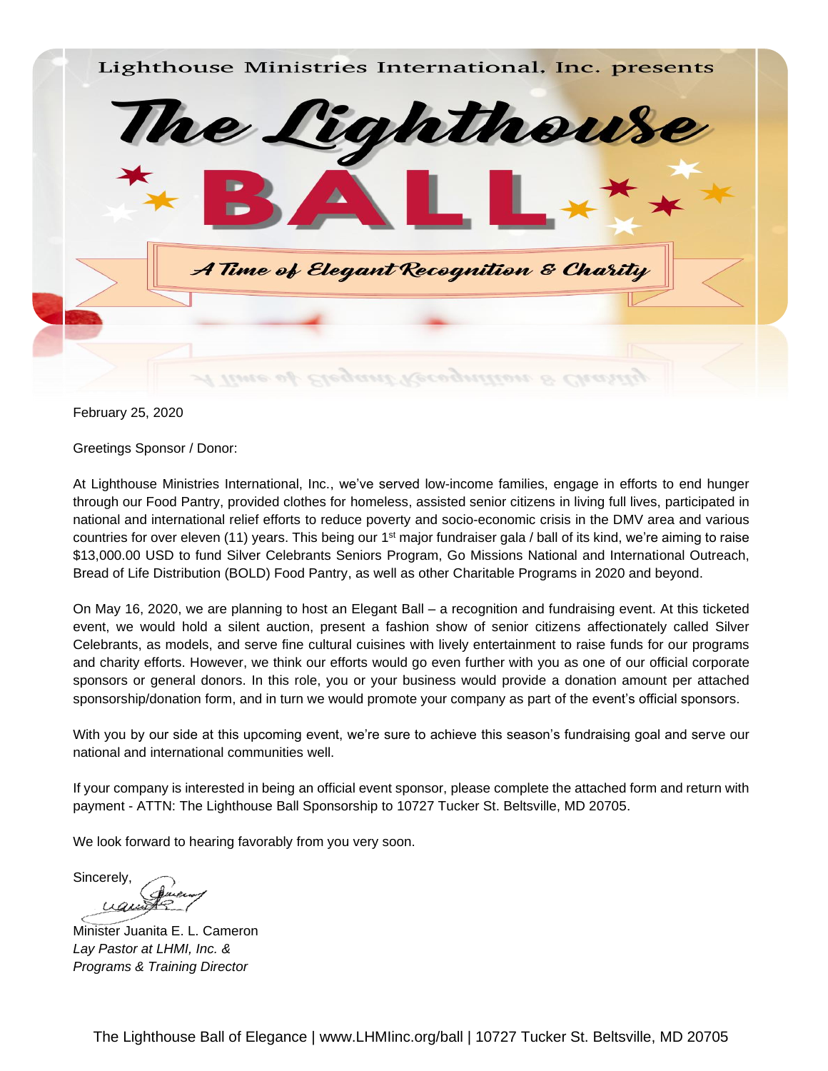Lighthouse Ministries International, Inc. presents

# The Lighthouse BALL

*A Time of Elegant Recognition & Charity*

February 25, 2020

Greetings Sponsor / Donor:

At Lighthouse Ministries International, Inc., we've served low-income families, engage in efforts to end hunger through our Food Pantry, provided clothes for homeless, assisted senior citizens in living full lives, participated in national and international relief efforts to reduce poverty and socio-economic crisis in the DMV area and various countries for over eleven (11) years. This being our 1st major fundraiser gala / ball of its kind, we're aiming to raise $13,000.00 USD to fund Silver Celebrants Seniors Program, Go Missions National and International Outreach, Bread of Life Distribution (BOLD) Food Pantry, as well as other Charitable Programs in 2020 and beyond.

On May 16, 2020, we are planning to host an Elegant Ball – a recognition and fundraising event. At this ticketed event, we would hold a silent auction, present a fashion show of senior citizens affectionately called Silver Celebrants, as models, and serve fine cultural cuisines with lively entertainment to raise funds for our programs and charity efforts. However, we think our efforts would go even further with you as one of our official corporate sponsors or general donors. In this role, you or your business would provide a donation amount per attached sponsorship/donation form, and in turn we would promote your company as part of the event's official sponsors.

With you by our side at this upcoming event, we're sure to achieve this season's fundraising goal and serve our national and international communities well.

If your company is interested in being an official event sponsor, please complete the attached form and return with payment - ATTN: The Lighthouse Ball Sponsorship to 10727 Tucker St. Beltsville, MD 20705.

We look forward to hearing favorably from you very soon.

Sincerely,

Minister Juanita E. L. Cameron
*Lay Pastor at LHMI, Inc. &*
*Programs & Training Director*

The Lighthouse Ball of Elegance | www.LHMIinc.org/ball | 10727 Tucker St. Beltsville, MD 20705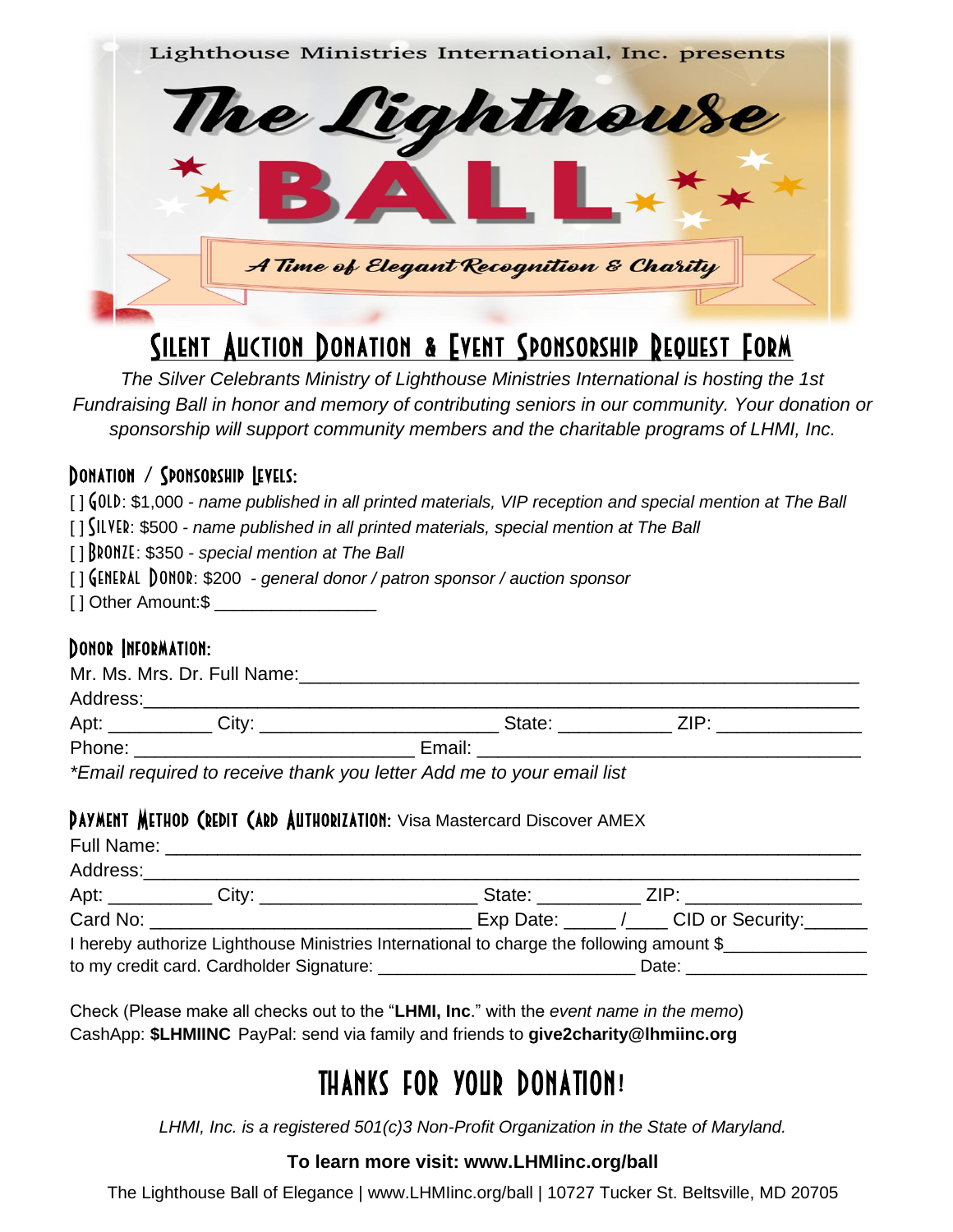Lighthouse Ministries International, Inc. presents

# The Lighthouse BALL

*A Time of Elegant Recognition & Charity*

## Silent Auction Donation & Event Sponsorship Request Form

*The Silver Celebrants Ministry of Lighthouse Ministries International is hosting the 1st Fundraising Ball in honor and memory of contributing seniors in our community. Your donation or sponsorship will support community members and the charitable programs of LHMI, Inc.*

### Donation / Sponsorship Levels:

[ ] Gold: $1,000 - *name published in all printed materials, VIP reception and special mention at The Ball*

[ ] Silver: $500 - *name published in all printed materials, special mention at The Ball*

[ ] Bronze: $350 - *special mention at The Ball*

[ ] General Donor: $200 - *general donor / patron sponsor / auction sponsor*

[ ] Other Amount:$ _________________

### Donor Information:

Mr. Ms. Mrs. Dr. Full Name:_______________________________________________________

Address:_____________________________________________________________________

Apt: __________ City: _______________________ State: ___________ ZIP: ______________

Phone: ___________________________ Email: ____________________________________

*\*Email required to receive thank you letter Add me to your email list*

### Payment Method Credit Card Authorization: Visa Mastercard Discover AMEX

Full Name: ___________________________________________________________________

Address:_____________________________________________________________________

Apt: __________ City: _____________________ State: __________ ZIP: _________________

Card No: _______________________________ Exp Date: _____ /____ CID or Security:______

I hereby authorize Lighthouse Ministries International to charge the following amount $______________ to my credit card. Cardholder Signature: __________________________ Date: __________________

Check (Please make all checks out to the "**LHMI, Inc**." with the *event name in the memo*)
CashApp: **$LHMIINC** PayPal: send via family and friends to **give2charity@lhmiinc.org**

## Thanks for your donation!

*LHMI, Inc. is a registered 501(c)3 Non-Profit Organization in the State of Maryland.*

**To learn more visit: www.LHMIinc.org/ball**

The Lighthouse Ball of Elegance | www.LHMIinc.org/ball | 10727 Tucker St. Beltsville, MD 20705